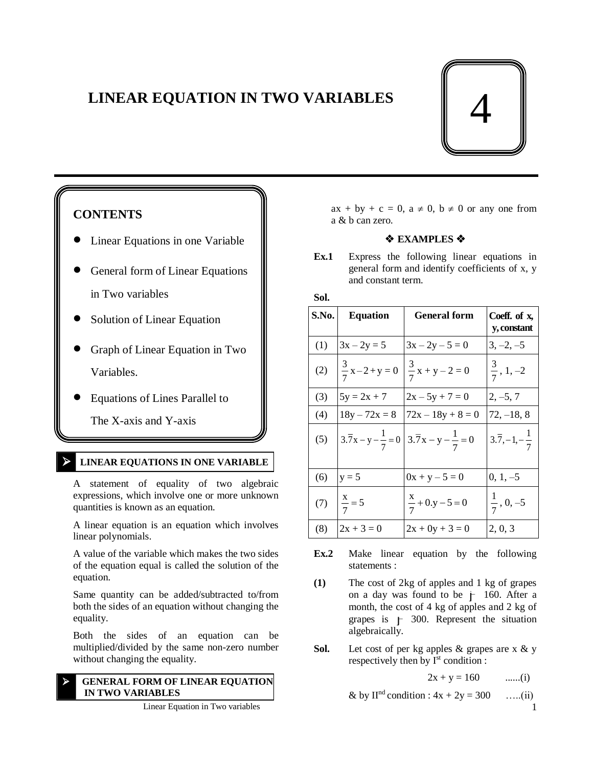# LINEAR EQUATION IN TWO VARIABLES

# 4

## CONTENTS

- Linear Equations in one Variable
- General form of Linear Equations in Two variables
- Solution of Linear Equation
- Graph of Linear Equation in Two Variables.
- Equations of Lines Parallel to The X-axis and Y-axis

## LINEAR EQUATIONS IN ONE VARIABLE

A statement of equality of two algebraic expressions, which involve one or more unknown quantities is known as an equation.

A linear equation is an equation which involves linear polynomials.

A value of the variable which makes the two sides of the equation equal is called the solution of the equation.

Same quantity can be added/subtracted to/from both the sides of an equation without changing the equality.

Both the sides of an equation can be multiplied/divided by the same non-zero number without changing the equality.

## GENERAL FORM OF LINEAR EQUATION IN TWO VARIABLES

$ax + by + c = 0$, $a \neq 0$, $b \neq 0$ or any one from a & b can zero.

### ❖ EXAMPLES ❖

**Ex.1** Express the following linear equations in general form and identify coefficients of x, y and constant term.

**Sol.**

| S.No. | Equation | General form | Coeff. of x, y, constant |
|---|---|---|---|
| (1) | $3x - 2y = 5$ | $3x - 2y - 5 = 0$ | $3, -2, -5$ |
| (2) | $\frac{3}{7}x - 2 + y = 0$ | $\frac{3}{7}x + y - 2 = 0$ | $\frac{3}{7}, 1, -2$ |
| (3) | $5y = 2x + 7$ | $2x - 5y + 7 = 0$ | $2, -5, 7$ |
| (4) | $18y - 72x = 8$ | $72x - 18y + 8 = 0$ | $72, -18, 8$ |
| (5) | $3.\overline{7}x - y - \frac{1}{7} = 0$ | $3.\overline{7}x - y - \frac{1}{7} = 0$ | $3.\overline{7}, -1, -\frac{1}{7}$ |
| (6) | $y = 5$ | $0x + y - 5 = 0$ | $0, 1, -5$ |
| (7) | $\frac{x}{7} = 5$ | $\frac{x}{7} + 0.y - 5 = 0$ | $\frac{1}{7}, 0, -5$ |
| (8) | $2x + 3 = 0$ | $2x + 0y + 3 = 0$ | $2, 0, 3$ |

**Ex.2** Make linear equation by the following statements :

**(1)** The cost of 2kg of apples and 1 kg of grapes on a day was found to be ₹ 160. After a month, the cost of 4 kg of apples and 2 kg of grapes is ₹ 300. Represent the situation algebraically.

**Sol.** Let cost of per kg apples & grapes are x & y respectively then by I[st] condition :

$$2x + y = 160 \qquad ......(i)$$

& by II[nd] condition : $4x + 2y = 300$ .....(ii)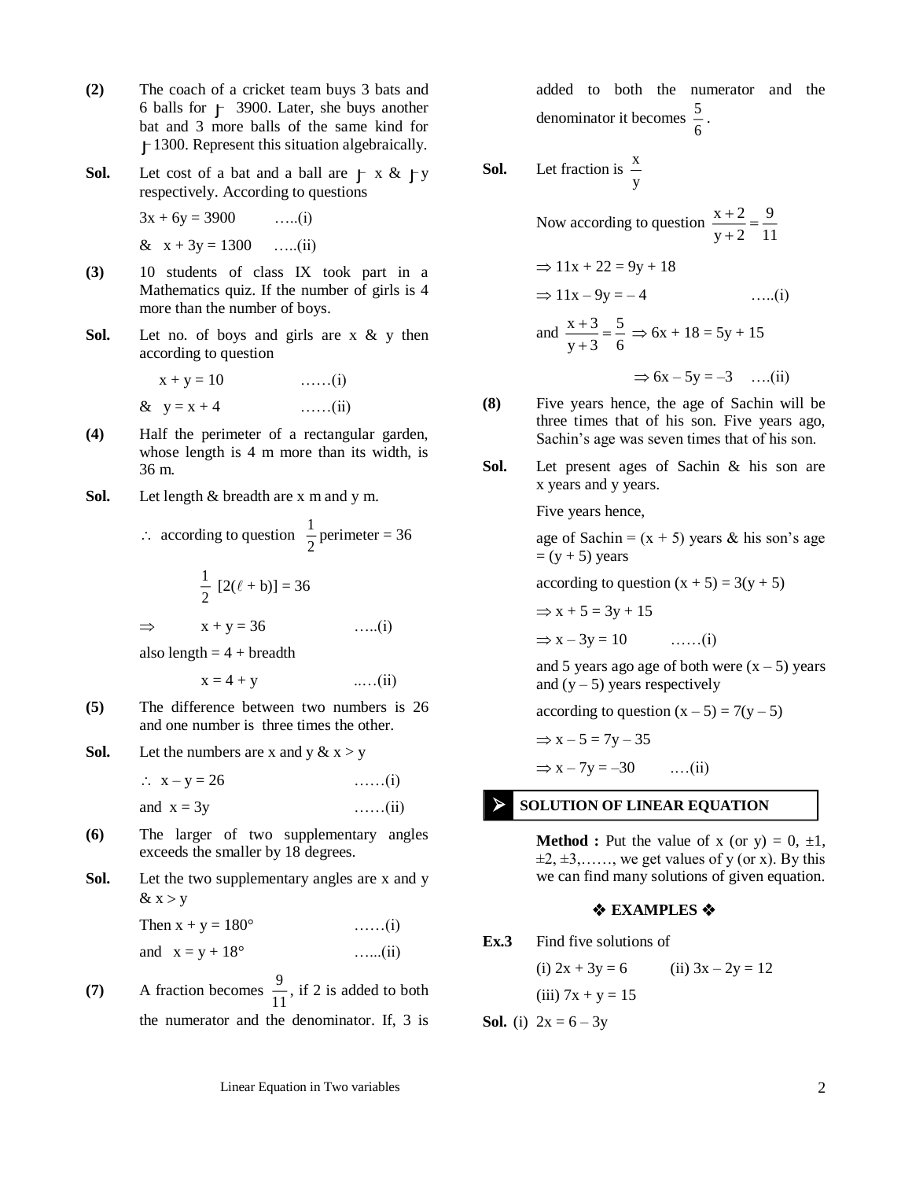**(2)** The coach of a cricket team buys 3 bats and 6 balls for ₹ 3900. Later, she buys another bat and 3 more balls of the same kind for ₹ 1300. Represent this situation algebraically.

**Sol.** Let cost of a bat and a ball are ₹ x & ₹ y respectively. According to questions

$3x + 6y = 3900$ …..(i)

& $x + 3y = 1300$ …..(ii)

**(3)** 10 students of class IX took part in a Mathematics quiz. If the number of girls is 4 more than the number of boys.

**Sol.** Let no. of boys and girls are x & y then according to question

$x + y = 10$ ……(i)

& $y = x + 4$ ……(ii)

**(4)** Half the perimeter of a rectangular garden, whose length is 4 m more than its width, is 36 m.

**Sol.** Let length & breadth are x m and y m.

$\therefore$ according to question $\frac{1}{2}$ perimeter = 36

$\frac{1}{2}\ [2(\ell + b)] = 36$

$\Rightarrow$ $x + y = 36$ …..(i)

also length = 4 + breadth

$x = 4 + y$ ..…(ii)

**(5)** The difference between two numbers is 26 and one number is three times the other.

**Sol.** Let the numbers are x and y & x > y

$\therefore$ $x - y = 26$ ……(i)

and $x = 3y$ ……(ii)

**(6)** The larger of two supplementary angles exceeds the smaller by 18 degrees.

**Sol.** Let the two supplementary angles are x and y & x > y

Then $x + y = 180°$ ……(i)

and $x = y + 18°$ …...(ii)

**(7)** A fraction becomes $\frac{9}{11}$, if 2 is added to both the numerator and the denominator. If, 3 is added to both the numerator and the denominator it becomes $\frac{5}{6}$.

**Sol.** Let fraction is $\frac{x}{y}$

Now according to question $\frac{x+2}{y+2} = \frac{9}{11}$

$\Rightarrow 11x + 22 = 9y + 18$

$\Rightarrow 11x - 9y = -4$ …..(i)

and $\frac{x+3}{y+3} = \frac{5}{6} \Rightarrow 6x + 18 = 5y + 15$

$\Rightarrow 6x - 5y = -3$ ….(ii)

**(8)** Five years hence, the age of Sachin will be three times that of his son. Five years ago, Sachin's age was seven times that of his son.

**Sol.** Let present ages of Sachin & his son are x years and y years.

Five years hence,

age of Sachin = (x + 5) years & his son's age = (y + 5) years

according to question $(x + 5) = 3(y + 5)$

$\Rightarrow x + 5 = 3y + 15$

$\Rightarrow x - 3y = 10$ ……(i)

and 5 years ago age of both were (x – 5) years and (y – 5) years respectively

according to question $(x - 5) = 7(y - 5)$

$\Rightarrow x - 5 = 7y - 35$

$\Rightarrow x - 7y = -30$ ….(ii)

## ➢ SOLUTION OF LINEAR EQUATION

**Method :** Put the value of x (or y) = 0, ±1, ±2, ±3,……, we get values of y (or x). By this we can find many solutions of given equation.

### ❖ EXAMPLES ❖

**Ex.3** Find five solutions of

(i) $2x + 3y = 6$ (ii) $3x - 2y = 12$

(iii) $7x + y = 15$

**Sol.** (i) $2x = 6 - 3y$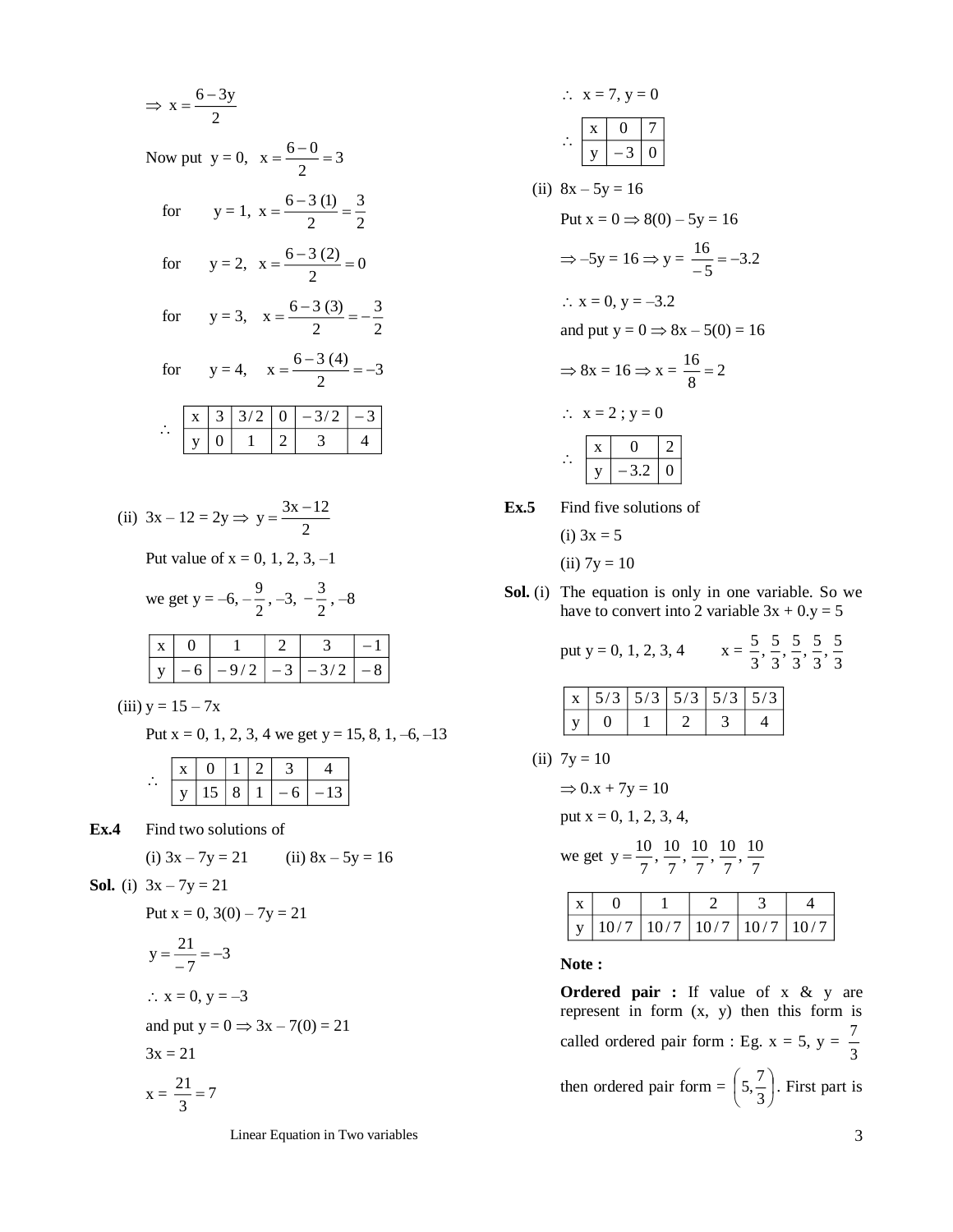$\Rightarrow x = \frac{6-3y}{2}$

Now put $y = 0$, $x = \frac{6-0}{2} = 3$

for $y = 1$, $x = \frac{6-3(1)}{2} = \frac{3}{2}$

for $y = 2$, $x = \frac{6-3(2)}{2} = 0$

for $y = 3$, $x = \frac{6-3(3)}{2} = -\frac{3}{2}$

for $y = 4$, $x = \frac{6-3(4)}{2} = -3$

$\therefore$

| x | 3 | 3/2 | 0 | – 3/2 | – 3 |
|---|---|---|---|---|---|
| y | 0 | 1 | 2 | 3 | 4 |

(ii) $3x - 12 = 2y \Rightarrow y = \frac{3x-12}{2}$

Put value of $x = 0, 1, 2, 3, -1$

we get $y = -6, -\frac{9}{2}, -3, -\frac{3}{2}, -8$

| x | 0 | 1 | 2 | 3 | – 1 |
|---|---|---|---|---|---|
| y | – 6 | – 9/2 | – 3 | – 3/2 | – 8 |

(iii) $y = 15 - 7x$

Put $x = 0, 1, 2, 3, 4$ we get $y = 15, 8, 1, -6, -13$

$\therefore$

| x | 0 | 1 | 2 | 3 | 4 |
|---|---|---|---|---|---|
| y | 15 | 8 | 1 | – 6 | – 13 |

**Ex.4** Find two solutions of

(i) $3x - 7y = 21$ (ii) $8x - 5y = 16$

**Sol.** (i) $3x - 7y = 21$

Put $x = 0$, $3(0) - 7y = 21$

$y = \frac{21}{-7} = -3$

$\therefore x = 0, y = -3$

and put $y = 0 \Rightarrow 3x - 7(0) = 21$

$3x = 21$

$x = \frac{21}{3} = 7$

$\therefore x = 7, y = 0$

$\therefore$

| x | 0 | 7 |
|---|---|---|
| y | – 3 | 0 |

(ii) $8x - 5y = 16$

Put $x = 0 \Rightarrow 8(0) - 5y = 16$

$\Rightarrow -5y = 16 \Rightarrow y = \frac{16}{-5} = -3.2$

$\therefore x = 0, y = -3.2$

and put $y = 0 \Rightarrow 8x - 5(0) = 16$

$\Rightarrow 8x = 16 \Rightarrow x = \frac{16}{8} = 2$

$\therefore x = 2 ; y = 0$

$\therefore$

| x | 0 | 2 |
|---|---|---|
| y | – 3.2 | 0 |

**Ex.5** Find five solutions of

(i) $3x = 5$

(ii) $7y = 10$

**Sol.** (i) The equation is only in one variable. So we have to convert into 2 variable $3x + 0.y = 5$

put $y = 0, 1, 2, 3, 4$ $x = \frac{5}{3}, \frac{5}{3}, \frac{5}{3}, \frac{5}{3}, \frac{5}{3}$

| x | 5/3 | 5/3 | 5/3 | 5/3 | 5/3 |
|---|---|---|---|---|---|
| y | 0 | 1 | 2 | 3 | 4 |

(ii) $7y = 10$

$\Rightarrow 0.x + 7y = 10$

put $x = 0, 1, 2, 3, 4$,

we get $y = \frac{10}{7}, \frac{10}{7}, \frac{10}{7}, \frac{10}{7}, \frac{10}{7}$

| x | 0 | 1 | 2 | 3 | 4 |
|---|---|---|---|---|---|
| y | 10/7 | 10/7 | 10/7 | 10/7 | 10/7 |

**Note :**

**Ordered pair :** If value of x & y are represent in form (x, y) then this form is called ordered pair form : Eg. $x = 5$, $y = \frac{7}{3}$ then ordered pair form = $\left(5, \frac{7}{3}\right)$. First part is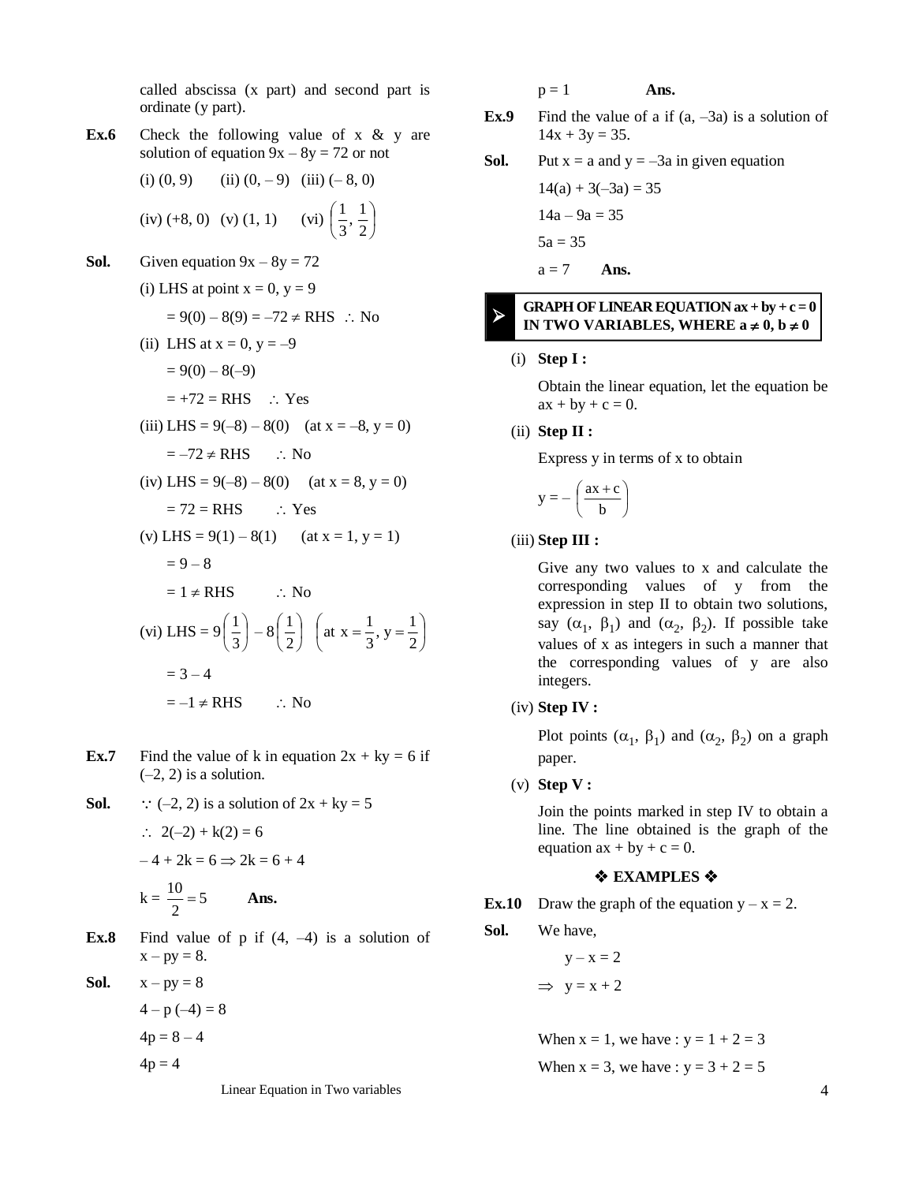called abscissa (x part) and second part is ordinate (y part).

**Ex.6** Check the following value of x & y are solution of equation $9x - 8y = 72$ or not

(i) (0, 9) (ii) (0, – 9) (iii) (– 8, 0)

(iv) (+8, 0) (v) (1, 1) (vi) $\left(\frac{1}{3}, \frac{1}{2}\right)$

**Sol.** Given equation $9x - 8y = 72$

(i) LHS at point $x = 0$, $y = 9$

$= 9(0) - 8(9) = -72 \neq \text{RHS}$ $\therefore$ No

(ii) LHS at $x = 0$, $y = -9$

$= 9(0) - 8(-9)$

$= +72 = \text{RHS}$ $\therefore$ Yes

(iii) LHS $= 9(-8) - 8(0)$ (at $x = -8$, $y = 0$)

$= -72 \neq \text{RHS}$ $\therefore$ No

(iv) LHS $= 9(-8) - 8(0)$ (at $x = 8$, $y = 0$)

$= 72 = \text{RHS}$ $\therefore$ Yes

(v) LHS $= 9(1) - 8(1)$ (at $x = 1$, $y = 1$)

$= 9 - 8$

$= 1 \neq \text{RHS}$ $\therefore$ No

(vi) LHS $= 9\left(\frac{1}{3}\right) - 8\left(\frac{1}{2}\right)$ $\left(\text{at } x = \frac{1}{3}, y = \frac{1}{2}\right)$

$= 3 - 4$

$= -1 \neq \text{RHS}$ $\therefore$ No

**Ex.7** Find the value of k in equation $2x + ky = 6$ if $(-2, 2)$ is a solution.

**Sol.** $\because$ $(-2, 2)$ is a solution of $2x + ky = 5$

$\therefore$ $2(-2) + k(2) = 6$

$-4 + 2k = 6 \Rightarrow 2k = 6 + 4$

$k = \frac{10}{2} = 5$ **Ans.**

**Ex.8** Find value of p if $(4, -4)$ is a solution of $x - py = 8$.

**Sol.** $x - py = 8$

$4 - p(-4) = 8$

$4p = 8 - 4$

$4p = 4$

$p = 1$ **Ans.**

**Ex.9** Find the value of a if $(a, -3a)$ is a solution of $14x + 3y = 35$.

**Sol.** Put $x = a$ and $y = -3a$ in given equation

$14(a) + 3(-3a) = 35$

$14a - 9a = 35$

$5a = 35$

$a = 7$ **Ans.**

## GRAPH OF LINEAR EQUATION $ax + by + c = 0$ IN TWO VARIABLES, WHERE $a \neq 0$, $b \neq 0$

(i) **Step I :**

Obtain the linear equation, let the equation be $ax + by + c = 0$.

(ii) **Step II :**

Express y in terms of x to obtain

$$y = -\left(\frac{ax + c}{b}\right)$$

(iii) **Step III :**

Give any two values to x and calculate the corresponding values of y from the expression in step II to obtain two solutions, say $(\alpha_1, \beta_1)$ and $(\alpha_2, \beta_2)$. If possible take values of x as integers in such a manner that the corresponding values of y are also integers.

(iv) **Step IV :**

Plot points $(\alpha_1, \beta_1)$ and $(\alpha_2, \beta_2)$ on a graph paper.

(v) **Step V :**

Join the points marked in step IV to obtain a line. The line obtained is the graph of the equation $ax + by + c = 0$.

### ❖ EXAMPLES ❖

**Ex.10** Draw the graph of the equation $y - x = 2$.

**Sol.** We have,

$y - x = 2$

$\Rightarrow$ $y = x + 2$

When $x = 1$, we have : $y = 1 + 2 = 3$

When $x = 3$, we have : $y = 3 + 2 = 5$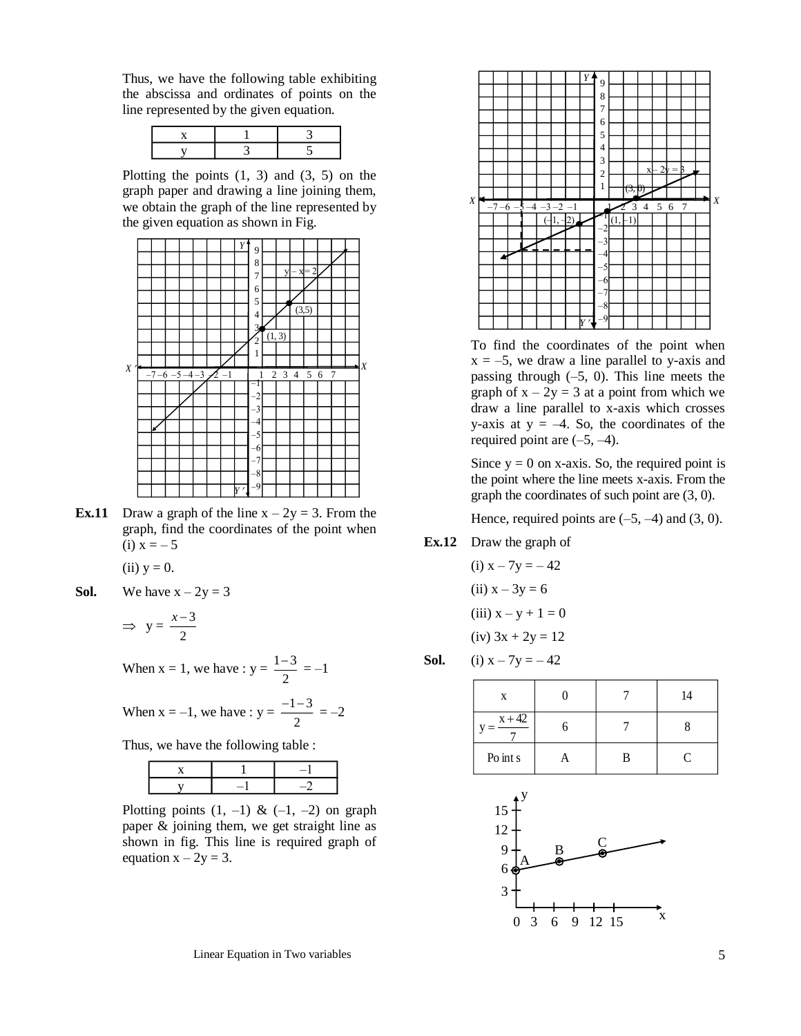Thus, we have the following table exhibiting the abscissa and ordinates of points on the line represented by the given equation.

| x | 1 | 3 |
|---|---|---|
| y | 3 | 5 |

Plotting the points (1, 3) and (3, 5) on the graph paper and drawing a line joining them, we obtain the graph of the line represented by the given equation as shown in Fig.

**Ex.11** Draw a graph of the line $x - 2y = 3$. From the graph, find the coordinates of the point when (i) $x = -5$

(ii) $y = 0$.

**Sol.** We have $x - 2y = 3$

$\Rightarrow \ y = \frac{x-3}{2}$

When $x = 1$, we have : $y = \frac{1-3}{2} = -1$

When $x = -1$, we have : $y = \frac{-1-3}{2} = -2$

Thus, we have the following table :

| x | 1 | –1 |
|---|---|---|
| y | –1 | –2 |

Plotting points (1, –1) & (–1, –2) on graph paper & joining them, we get straight line as shown in fig. This line is required graph of equation $x - 2y = 3$.

To find the coordinates of the point when $x = -5$, we draw a line parallel to y-axis and passing through (–5, 0). This line meets the graph of $x - 2y = 3$ at a point from which we draw a line parallel to x-axis which crosses y-axis at $y = -4$. So, the coordinates of the required point are (–5, –4).

Since $y = 0$ on x-axis. So, the required point is the point where the line meets x-axis. From the graph the coordinates of such point are (3, 0).

Hence, required points are (–5, –4) and (3, 0).

**Ex.12** Draw the graph of

(i) $x - 7y = -42$

(ii) $x - 3y = 6$

(iii) $x - y + 1 = 0$

(iv) $3x + 2y = 12$

**Sol.** (i) $x - 7y = -42$

| x | 0 | 7 | 14 |
|---|---|---|---|
| $y = \frac{x+42}{7}$ | 6 | 7 | 8 |
| Points | A | B | C |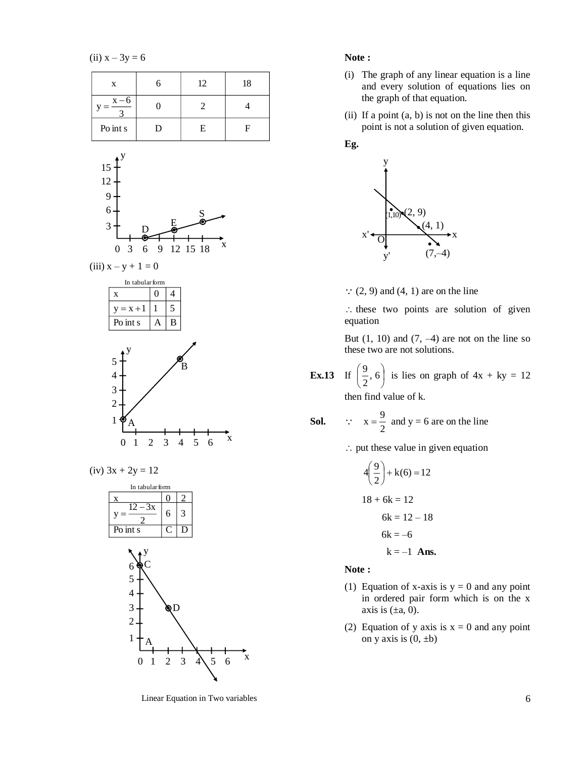(ii) $x - 3y = 6$

| x | 6 | 12 | 18 |
|---|---|---|---|
| $y = \frac{x-6}{3}$ | 0 | 2 | 4 |
| Points | D | E | F |

(iii) $x - y + 1 = 0$

In tabular form

| x | 0 | 4 |
|---|---|---|
| $y = x + 1$ | 1 | 5 |
| Points | A | B |

(iv) $3x + 2y = 12$

In tabular form

| x | 0 | 2 |
|---|---|---|
| $y = \frac{12-3x}{2}$ | 6 | 3 |
| Points | C | D |

**Note :**

(i) The graph of any linear equation is a line and every solution of equations lies on the graph of that equation.

(ii) If a point (a, b) is not on the line then this point is not a solution of given equation.

**Eg.**

$\because$ (2, 9) and (4, 1) are on the line

$\therefore$ these two points are solution of given equation

But (1, 10) and (7, –4) are not on the line so these two are not solutions.

**Ex.13** If $\left(\frac{9}{2}, 6\right)$ is lies on graph of $4x + ky = 12$ then find value of k.

**Sol.** $\because$ $x = \frac{9}{2}$ and $y = 6$ are on the line

$\therefore$ put these value in given equation

$$4\left(\frac{9}{2}\right) + k(6) = 12$$

$$18 + 6k = 12$$

$$6k = 12 - 18$$

$$6k = -6$$

$$k = -1$$ **Ans.**

**Note :**

(1) Equation of x-axis is $y = 0$ and any point in ordered pair form which is on the x axis is $(\pm a, 0)$.

(2) Equation of y axis is $x = 0$ and any point on y axis is $(0, \pm b)$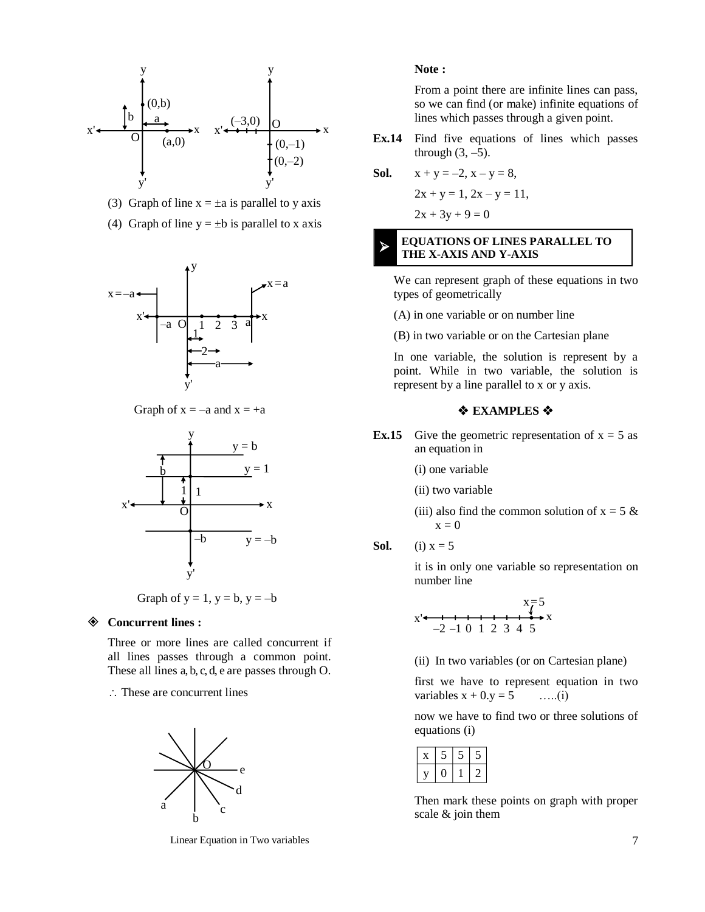(3) Graph of line $x = \pm a$ is parallel to y axis

(4) Graph of line $y = \pm b$ is parallel to x axis

Graph of $x = -a$ and $x = +a$

Graph of $y = 1$, $y = b$, $y = -b$

### ❖ Concurrent lines :

Three or more lines are called concurrent if all lines passes through a common point. These all lines a, b, c, d, e are passes through O.

$\therefore$ These are concurrent lines

**Note :**

From a point there are infinite lines can pass, so we can find (or make) infinite equations of lines which passes through a given point.

**Ex.14** Find five equations of lines which passes through $(3, -5)$.

**Sol.** $x + y = -2$, $x - y = 8$,

$2x + y = 1$, $2x - y = 11$,

$2x + 3y + 9 = 0$

## ➢ EQUATIONS OF LINES PARALLEL TO THE X-AXIS AND Y-AXIS

We can represent graph of these equations in two types of geometrically

(A) in one variable or on number line

(B) in two variable or on the Cartesian plane

In one variable, the solution is represent by a point. While in two variable, the solution is represent by a line parallel to x or y axis.

### ❖ EXAMPLES ❖

**Ex.15** Give the geometric representation of $x = 5$ as an equation in

(i) one variable

(ii) two variable

(iii) also find the common solution of $x = 5$ & $x = 0$

**Sol.** (i) $x = 5$

it is in only one variable so representation on number line

(ii) In two variables (or on Cartesian plane)

first we have to represent equation in two variables $x + 0.y = 5$ .....(i)

now we have to find two or three solutions of equations (i)

| x | 5 | 5 | 5 |
|---|---|---|---|
| y | 0 | 1 | 2 |

Then mark these points on graph with proper scale & join them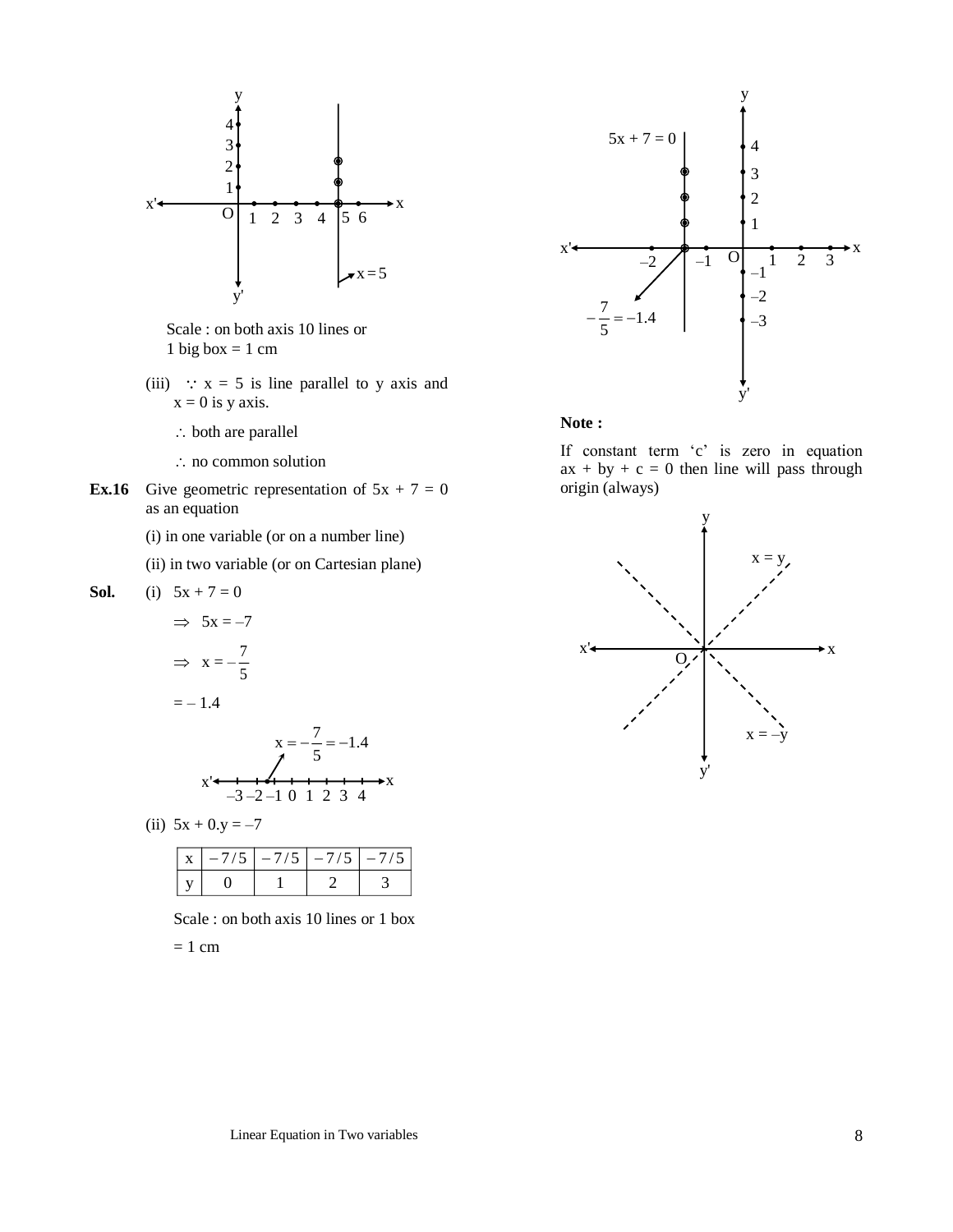y
4
3
2
1
x'
O 1 2 3 4 5 6
x
x = 5
y'

Scale : on both axis 10 lines or
1 big box = 1 cm

(iii) $\because$ x = 5 is line parallel to y axis and x = 0 is y axis.

$\therefore$ both are parallel

$\therefore$ no common solution

**Ex.16** Give geometric representation of 5x + 7 = 0 as an equation

(i) in one variable (or on a number line)

(ii) in two variable (or on Cartesian plane)

**Sol.** (i) $5x + 7 = 0$

$\Rightarrow \; 5x = -7$

$\Rightarrow \; x = -\frac{7}{5}$

$= -1.4$

$x = -\frac{7}{5} = -1.4$

x' –3 –2 –1 0 1 2 3 4 x

(ii) $5x + 0.y = -7$

| | | | | |
|---|---|---|---|---|
| x | $-7/5$ | $-7/5$ | $-7/5$ | $-7/5$ |
| y | 0 | 1 | 2 | 3 |

Scale : on both axis 10 lines or 1 box = 1 cm

y
5x + 7 = 0
4
3
2
1
x'
–2 –1 O 1 2 3
x
–1
–2
–3
$-\frac{7}{5} = -1.4$
y'

**Note :**

If constant term 'c' is zero in equation ax + by + c = 0 then line will pass through origin (always)

y
x = y
x'
O
x
x = –y
y'